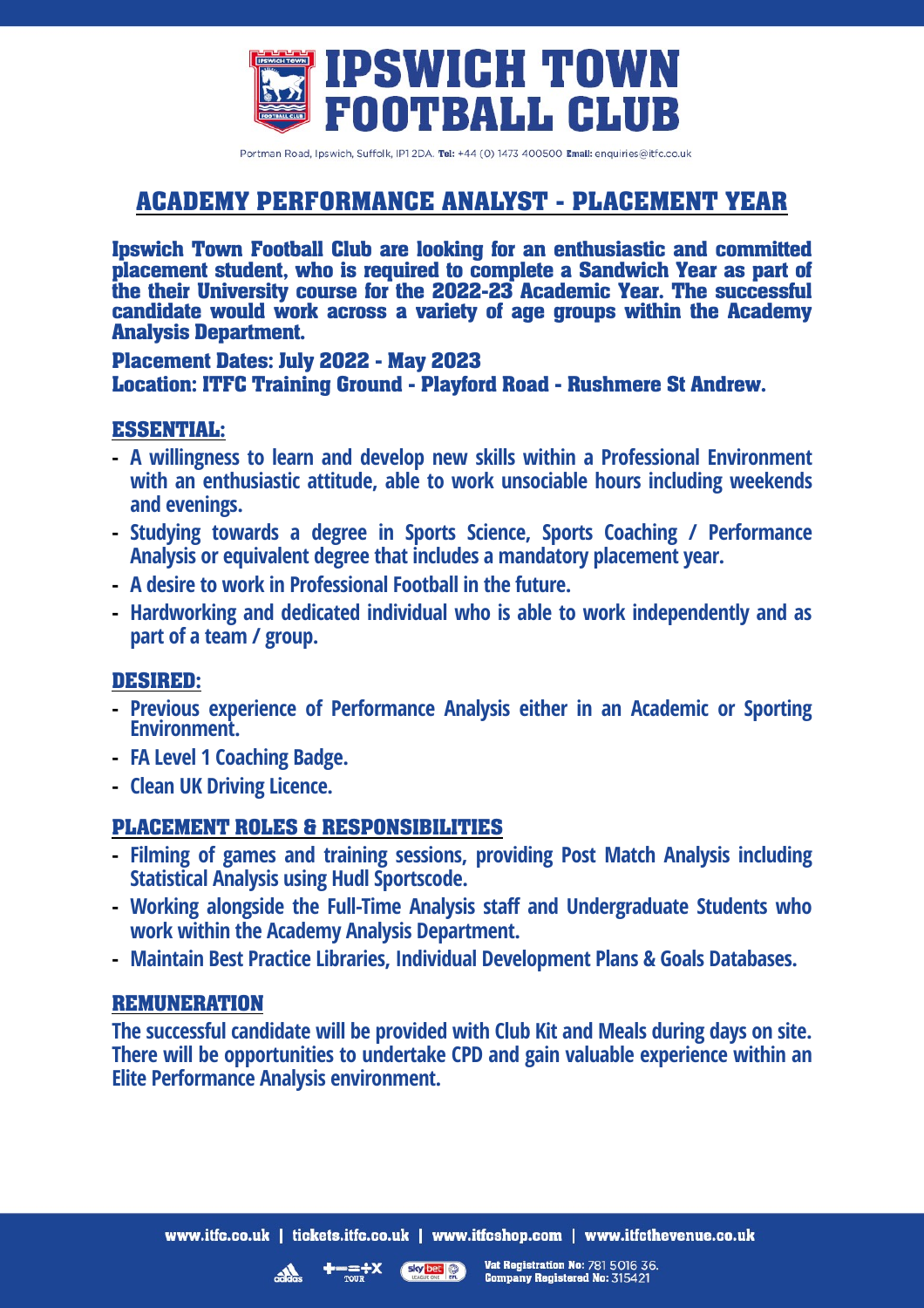# IPSWICH TOWN FOOTBALL CLUB

Portman Road, Ipswich, Suffolk, IP1 2DA. **Tel:** +44 (0) 1473 400500 **Email:** enquiries@itfc.co.uk

## ACADEMY PERFORMANCE ANALYST - PLACEMENT YEAR

**Ipswich Town Football Club are looking for an enthusiastic and committed placement student, who is required to complete a Sandwich Year as part of the their University course for the 2022-23 Academic Year. The successful candidate would work across a variety of age groups within the Academy Analysis Department.**

**Placement Dates: July 2022 - May 2023**
**Location: ITFC Training Ground - Playford Road - Rushmere St Andrew.**

### ESSENTIAL:

- A willingness to learn and develop new skills within a Professional Environment with an enthusiastic attitude, able to work unsociable hours including weekends and evenings.
- Studying towards a degree in Sports Science, Sports Coaching / Performance Analysis or equivalent degree that includes a mandatory placement year.
- A desire to work in Professional Football in the future.
- Hardworking and dedicated individual who is able to work independently and as part of a team / group.

### DESIRED:

- Previous experience of Performance Analysis either in an Academic or Sporting Environment.
- FA Level 1 Coaching Badge.
- Clean UK Driving Licence.

### PLACEMENT ROLES & RESPONSIBILITIES

- Filming of games and training sessions, providing Post Match Analysis including Statistical Analysis using Hudl Sportscode.
- Working alongside the Full-Time Analysis staff and Undergraduate Students who work within the Academy Analysis Department.
- Maintain Best Practice Libraries, Individual Development Plans & Goals Databases.

### REMUNERATION

The successful candidate will be provided with Club Kit and Meals during days on site. There will be opportunities to undertake CPD and gain valuable experience within an Elite Performance Analysis environment.

www.itfc.co.uk | tickets.itfc.co.uk | www.itfcshop.com | www.itfcthevenue.co.uk

**Vat Registration No:** 781 5016 36.
**Company Registered No:** 315421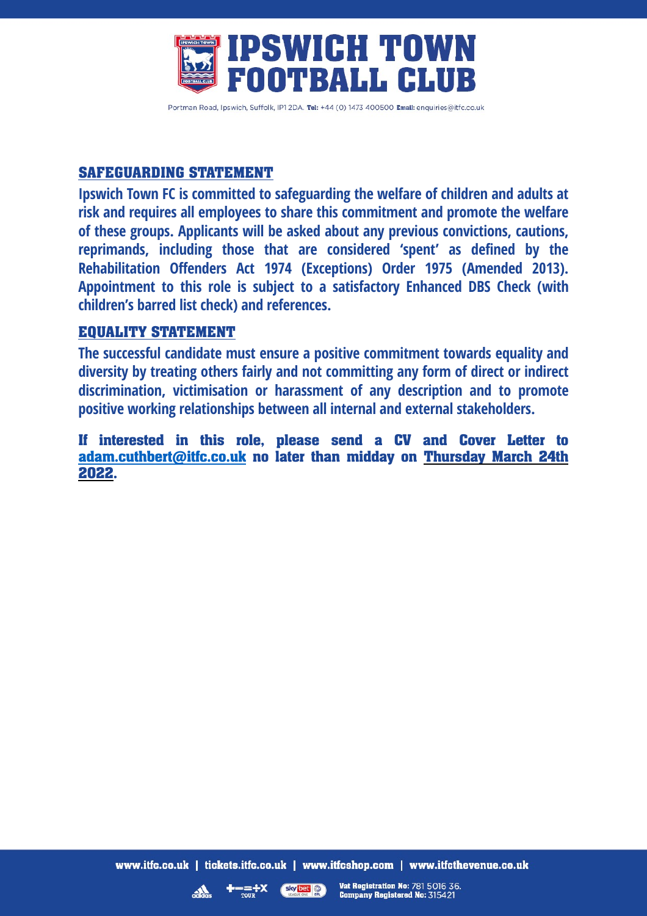## SAFEGUARDING STATEMENT

**Ipswich Town FC is committed to safeguarding the welfare of children and adults at risk and requires all employees to share this commitment and promote the welfare of these groups. Applicants will be asked about any previous convictions, cautions, reprimands, including those that are considered 'spent' as defined by the Rehabilitation Offenders Act 1974 (Exceptions) Order 1975 (Amended 2013). Appointment to this role is subject to a satisfactory Enhanced DBS Check (with children's barred list check) and references.**

## EQUALITY STATEMENT

**The successful candidate must ensure a positive commitment towards equality and diversity by treating others fairly and not committing any form of direct or indirect discrimination, victimisation or harassment of any description and to promote positive working relationships between all internal and external stakeholders.**

**If interested in this role, please send a CV and Cover Letter to adam.cuthbert@itfc.co.uk no later than midday on Thursday March 24th 2022.**